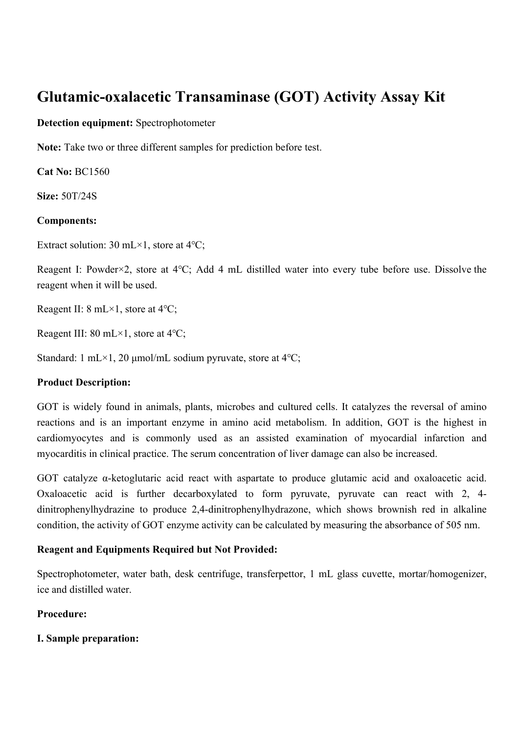# Glutamic-oxalacetic Transaminase (GOT) Activity Assay Kit

**Detection equipment:** Spectrophotometer

**Note:** Take two or three different samples for prediction before test.

**Cat No:** BC1560

**Size:** 50T/24S

**Components:**

Extract solution: 30 mL×1, store at 4°C;

Reagent I: Powder×2, store at 4°C; Add 4 mL distilled water into every tube before use. Dissolve the reagent when it will be used.

Reagent II: 8 mL×1, store at 4°C;

Reagent III: 80 mL×1, store at 4°C;

Standard: 1 mL×1, 20 μmol/mL sodium pyruvate, store at 4°C;

**Product Description:**

GOT is widely found in animals, plants, microbes and cultured cells. It catalyzes the reversal of amino reactions and is an important enzyme in amino acid metabolism. In addition, GOT is the highest in cardiomyocytes and is commonly used as an assisted examination of myocardial infarction and myocarditis in clinical practice. The serum concentration of liver damage can also be increased.

GOT catalyze α-ketoglutaric acid react with aspartate to produce glutamic acid and oxaloacetic acid. Oxaloacetic acid is further decarboxylated to form pyruvate, pyruvate can react with 2, 4-dinitrophenylhydrazine to produce 2,4-dinitrophenylhydrazone, which shows brownish red in alkaline condition, the activity of GOT enzyme activity can be calculated by measuring the absorbance of 505 nm.

**Reagent and Equipments Required but Not Provided:**

Spectrophotometer, water bath, desk centrifuge, transferpettor, 1 mL glass cuvette, mortar/homogenizer, ice and distilled water.

**Procedure:**

**I. Sample preparation:**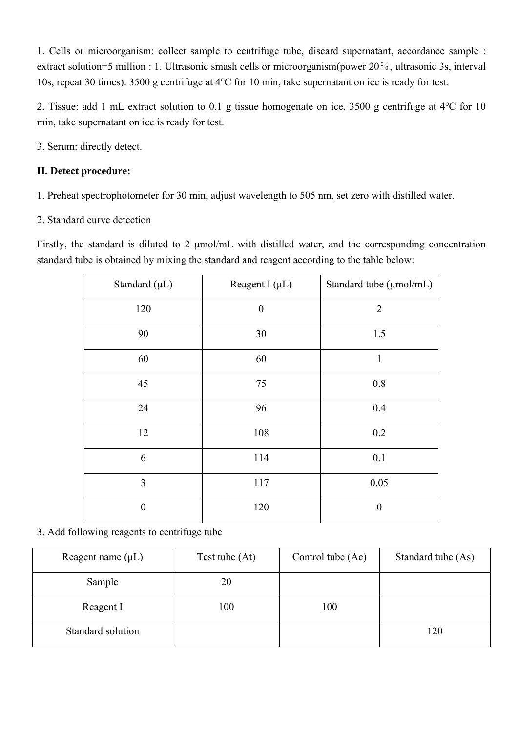1. Cells or microorganism: collect sample to centrifuge tube, discard supernatant, accordance sample : extract solution=5 million : 1. Ultrasonic smash cells or microorganism(power 20%, ultrasonic 3s, interval 10s, repeat 30 times). 3500 g centrifuge at 4℃ for 10 min, take supernatant on ice is ready for test.

2. Tissue: add 1 mL extract solution to 0.1 g tissue homogenate on ice, 3500 g centrifuge at 4℃ for 10 min, take supernatant on ice is ready for test.

3. Serum: directly detect.

**II. Detect procedure:**

1. Preheat spectrophotometer for 30 min, adjust wavelength to 505 nm, set zero with distilled water.

2. Standard curve detection

Firstly, the standard is diluted to 2 μmol/mL with distilled water, and the corresponding concentration standard tube is obtained by mixing the standard and reagent according to the table below:

| Standard (μL) | Reagent I (μL) | Standard tube (μmol/mL) |
|---|---|---|
| 120 | 0 | 2 |
| 90 | 30 | 1.5 |
| 60 | 60 | 1 |
| 45 | 75 | 0.8 |
| 24 | 96 | 0.4 |
| 12 | 108 | 0.2 |
| 6 | 114 | 0.1 |
| 3 | 117 | 0.05 |
| 0 | 120 | 0 |

3. Add following reagents to centrifuge tube

| Reagent name (μL) | Test tube (At) | Control tube (Ac) | Standard tube (As) |
|---|---|---|---|
| Sample | 20 | | |
| Reagent I | 100 | 100 | |
| Standard solution | | | 120 |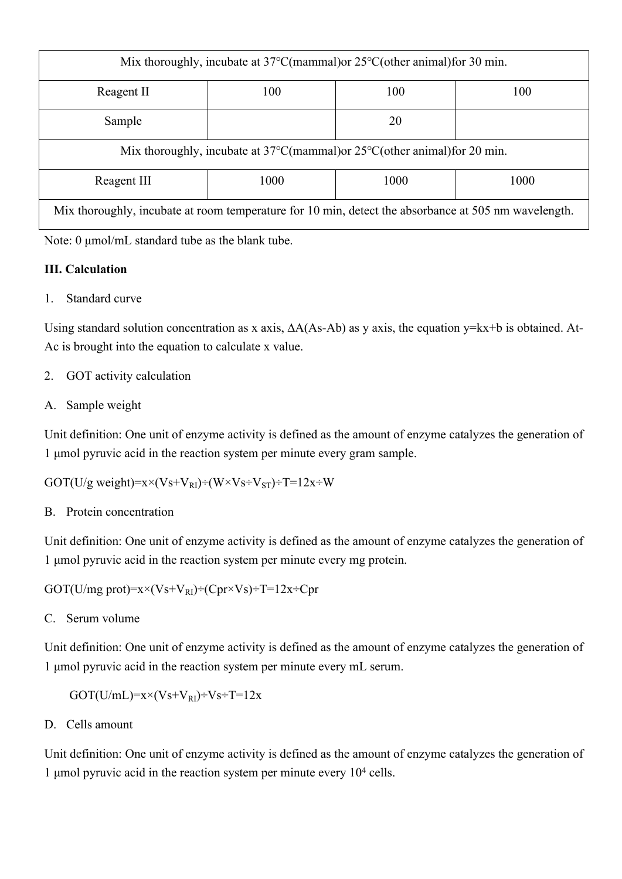| Mix thoroughly, incubate at 37℃(mammal)or 25℃(other animal)for 30 min. | | | |
|---|---|---|---|
| Reagent II | 100 | 100 | 100 |
| Sample | | 20 | |
| Mix thoroughly, incubate at 37℃(mammal)or 25℃(other animal)for 20 min. | | | |
| Reagent III | 1000 | 1000 | 1000 |
| Mix thoroughly, incubate at room temperature for 10 min, detect the absorbance at 505 nm wavelength. | | | |

Note: 0 μmol/mL standard tube as the blank tube.

**III. Calculation**

1. Standard curve

Using standard solution concentration as x axis, ΔA(As-Ab) as y axis, the equation y=kx+b is obtained. At-Ac is brought into the equation to calculate x value.

2. GOT activity calculation

A. Sample weight

Unit definition: One unit of enzyme activity is defined as the amount of enzyme catalyzes the generation of 1 μmol pyruvic acid in the reaction system per minute every gram sample.

$GOT(U/g\ weight)=x\times(Vs+V_{RI})\div(W\times Vs\div V_{ST})\div T=12x\div W$

B. Protein concentration

Unit definition: One unit of enzyme activity is defined as the amount of enzyme catalyzes the generation of 1 μmol pyruvic acid in the reaction system per minute every mg protein.

$GOT(U/mg\ prot)=x\times(Vs+V_{RI})\div(Cpr\times Vs)\div T=12x\div Cpr$

C. Serum volume

Unit definition: One unit of enzyme activity is defined as the amount of enzyme catalyzes the generation of 1 μmol pyruvic acid in the reaction system per minute every mL serum.

$GOT(U/mL)=x\times(Vs+V_{RI})\div Vs\div T=12x$

D. Cells amount

Unit definition: One unit of enzyme activity is defined as the amount of enzyme catalyzes the generation of 1 μmol pyruvic acid in the reaction system per minute every $10^4$ cells.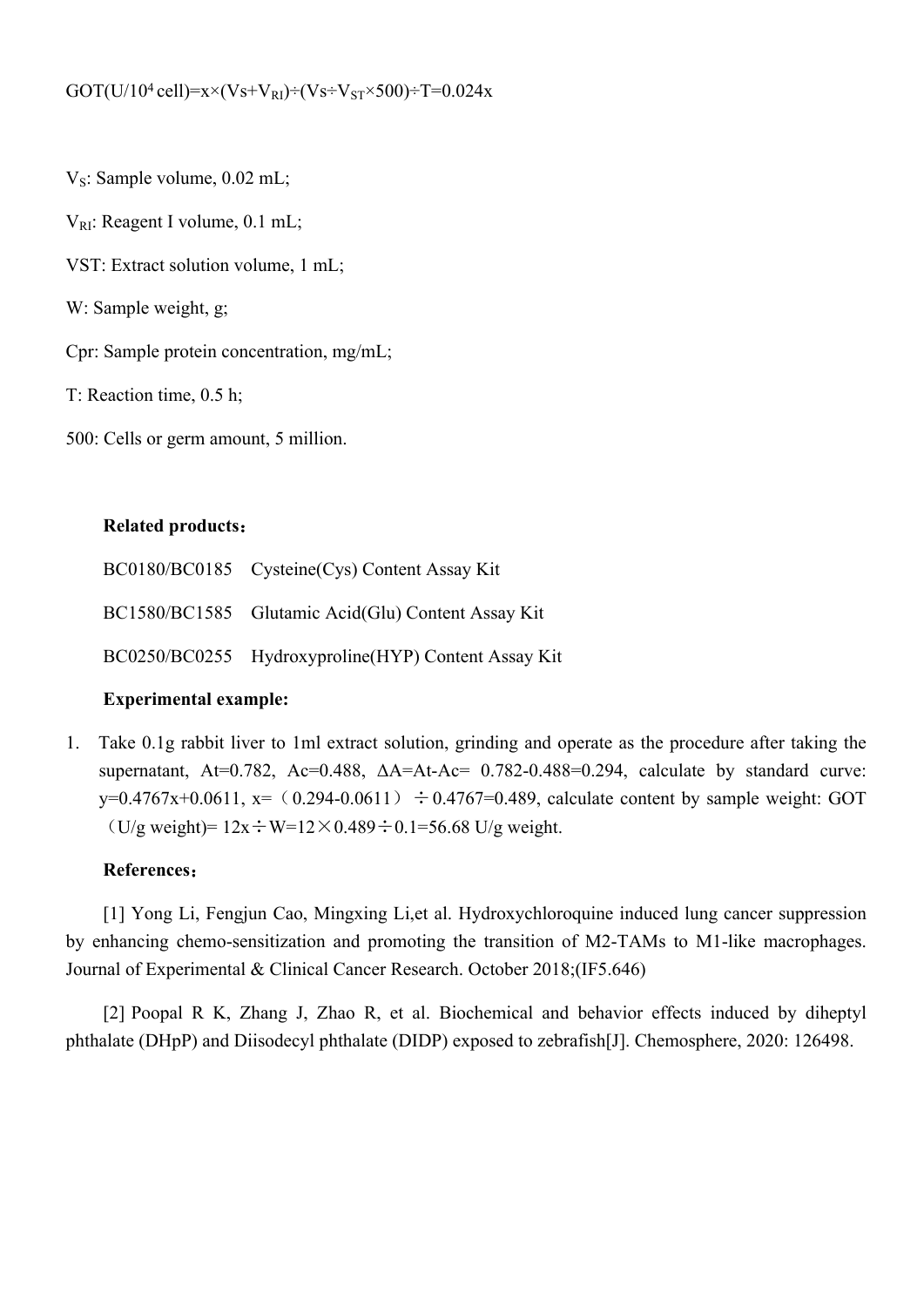$GOT(U/10^4\ cell)=x\times(Vs+V_{RI})\div(Vs\div V_{ST}\times500)\div T=0.024x$

$V_S$: Sample volume, 0.02 mL;

$V_{RI}$: Reagent I volume, 0.1 mL;

VST: Extract solution volume, 1 mL;

W: Sample weight, g;

Cpr: Sample protein concentration, mg/mL;

T: Reaction time, 0.5 h;

500: Cells or germ amount, 5 million.

**Related products：**

BC0180/BC0185 Cysteine(Cys) Content Assay Kit

BC1580/BC1585 Glutamic Acid(Glu) Content Assay Kit

BC0250/BC0255 Hydroxyproline(HYP) Content Assay Kit

**Experimental example:**

1. Take 0.1g rabbit liver to 1ml extract solution, grinding and operate as the procedure after taking the supernatant, At=0.782, Ac=0.488, $\Delta A=At-Ac=0.782-0.488=0.294$, calculate by standard curve: $y=0.4767x+0.0611$, $x=(0.294-0.0611)\div0.4767=0.489$, calculate content by sample weight: GOT（U/g weight)= $12x\div W=12\times0.489\div0.1=56.68$ U/g weight.

**References：**

[1] Yong Li, Fengjun Cao, Mingxing Li,et al. Hydroxychloroquine induced lung cancer suppression by enhancing chemo-sensitization and promoting the transition of M2-TAMs to M1-like macrophages. Journal of Experimental & Clinical Cancer Research. October 2018;(IF5.646)

[2] Poopal R K, Zhang J, Zhao R, et al. Biochemical and behavior effects induced by diheptyl phthalate (DHpP) and Diisodecyl phthalate (DIDP) exposed to zebrafish[J]. Chemosphere, 2020: 126498.